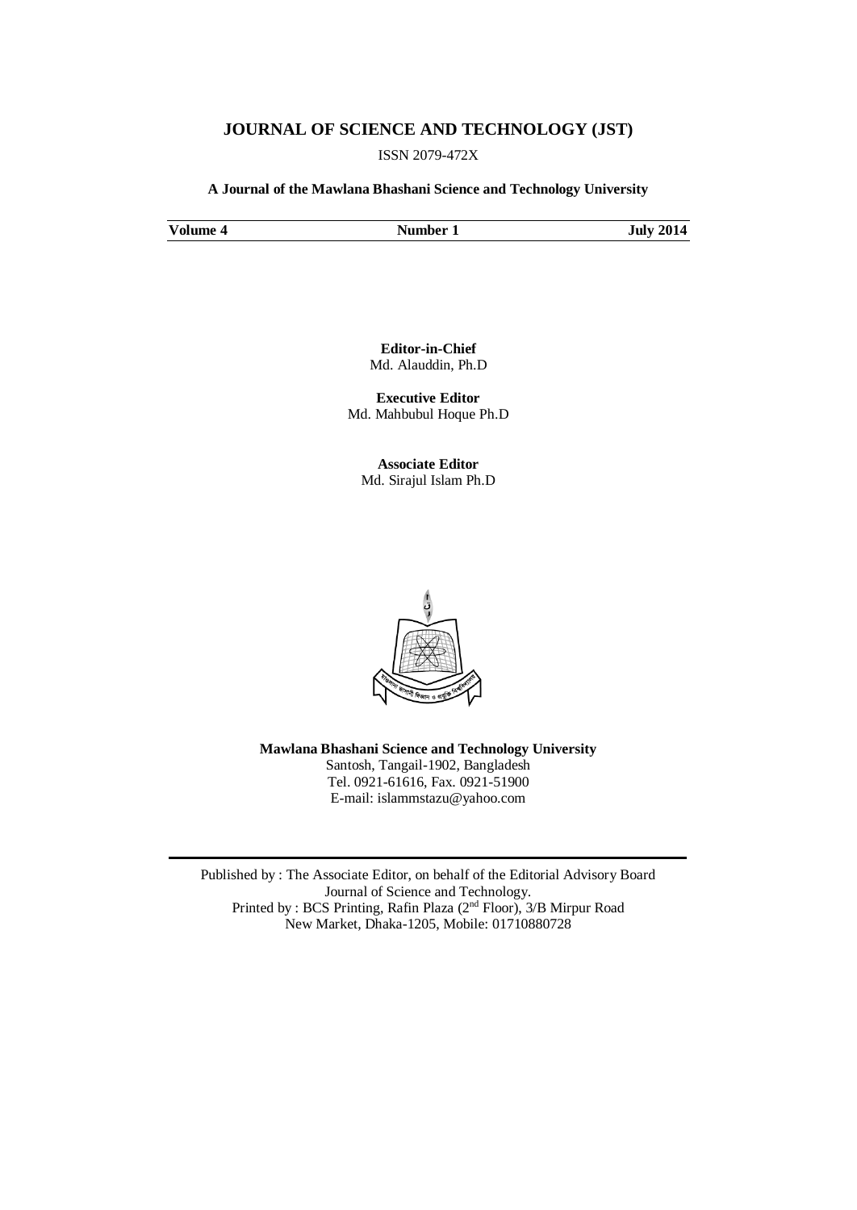# JOURNAL OF SCIENCE AND TECHNOLOGY (JST)

ISSN 2079-472X

**A Journal of the Mawlana Bhashani Science and Technology University**

| **Volume 4** | **Number 1** | **July 2014** |
|---|---|---|

**Editor-in-Chief**
Md. Alauddin, Ph.D

**Executive Editor**
Md. Mahbubul Hoque Ph.D

**Associate Editor**
Md. Sirajul Islam Ph.D

**Mawlana Bhashani Science and Technology University**
Santosh, Tangail-1902, Bangladesh
Tel. 0921-61616, Fax. 0921-51900
E-mail: islammstazu@yahoo.com

---

Published by : The Associate Editor, on behalf of the Editorial Advisory Board
Journal of Science and Technology.
Printed by : BCS Printing, Rafin Plaza (2nd Floor), 3/B Mirpur Road
New Market, Dhaka-1205, Mobile: 01710880728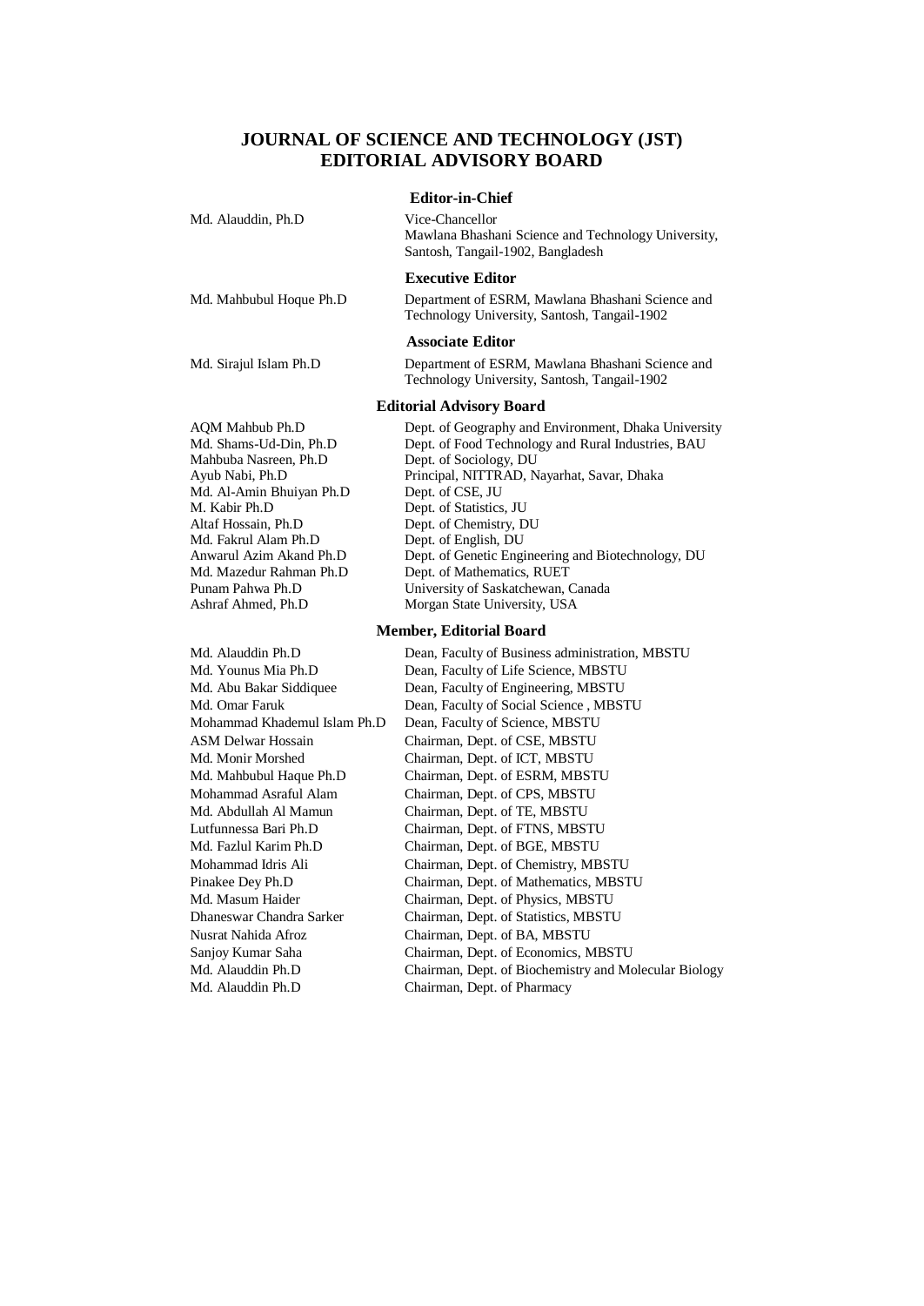# JOURNAL OF SCIENCE AND TECHNOLOGY (JST)
# EDITORIAL ADVISORY BOARD

### Editor-in-Chief

| | |
|---|---|
| Md. Alauddin, Ph.D | Vice-Chancellor<br>Mawlana Bhashani Science and Technology University, Santosh, Tangail-1902, Bangladesh |

### Executive Editor

| | |
|---|---|
| Md. Mahbubul Hoque Ph.D | Department of ESRM, Mawlana Bhashani Science and Technology University, Santosh, Tangail-1902 |

### Associate Editor

| | |
|---|---|
| Md. Sirajul Islam Ph.D | Department of ESRM, Mawlana Bhashani Science and Technology University, Santosh, Tangail-1902 |

### Editorial Advisory Board

| | |
|---|---|
| AQM Mahbub Ph.D | Dept. of Geography and Environment, Dhaka University |
| Md. Shams-Ud-Din, Ph.D | Dept. of Food Technology and Rural Industries, BAU |
| Mahbuba Nasreen, Ph.D | Dept. of Sociology, DU |
| Ayub Nabi, Ph.D | Principal, NITTRAD, Nayarhat, Savar, Dhaka |
| Md. Al-Amin Bhuiyan Ph.D | Dept. of CSE, JU |
| M. Kabir Ph.D | Dept. of Statistics, JU |
| Altaf Hossain, Ph.D | Dept. of Chemistry, DU |
| Md. Fakrul Alam Ph.D | Dept. of English, DU |
| Anwarul Azim Akand Ph.D | Dept. of Genetic Engineering and Biotechnology, DU |
| Md. Mazedur Rahman Ph.D | Dept. of Mathematics, RUET |
| Punam Pahwa Ph.D | University of Saskatchewan, Canada |
| Ashraf Ahmed, Ph.D | Morgan State University, USA |

### Member, Editorial Board

| | |
|---|---|
| Md. Alauddin Ph.D | Dean, Faculty of Business administration, MBSTU |
| Md. Younus Mia Ph.D | Dean, Faculty of Life Science, MBSTU |
| Md. Abu Bakar Siddiquee | Dean, Faculty of Engineering, MBSTU |
| Md. Omar Faruk | Dean, Faculty of Social Science , MBSTU |
| Mohammad Khademul Islam Ph.D | Dean, Faculty of Science, MBSTU |
| ASM Delwar Hossain | Chairman, Dept. of CSE, MBSTU |
| Md. Monir Morshed | Chairman, Dept. of ICT, MBSTU |
| Md. Mahbubul Haque Ph.D | Chairman, Dept. of ESRM, MBSTU |
| Mohammad Asraful Alam | Chairman, Dept. of CPS, MBSTU |
| Md. Abdullah Al Mamun | Chairman, Dept. of TE, MBSTU |
| Lutfunnessa Bari Ph.D | Chairman, Dept. of FTNS, MBSTU |
| Md. Fazlul Karim Ph.D | Chairman, Dept. of BGE, MBSTU |
| Mohammad Idris Ali | Chairman, Dept. of Chemistry, MBSTU |
| Pinakee Dey Ph.D | Chairman, Dept. of Mathematics, MBSTU |
| Md. Masum Haider | Chairman, Dept. of Physics, MBSTU |
| Dhaneswar Chandra Sarker | Chairman, Dept. of Statistics, MBSTU |
| Nusrat Nahida Afroz | Chairman, Dept. of BA, MBSTU |
| Sanjoy Kumar Saha | Chairman, Dept. of Economics, MBSTU |
| Md. Alauddin Ph.D | Chairman, Dept. of Biochemistry and Molecular Biology |
| Md. Alauddin Ph.D | Chairman, Dept. of Pharmacy |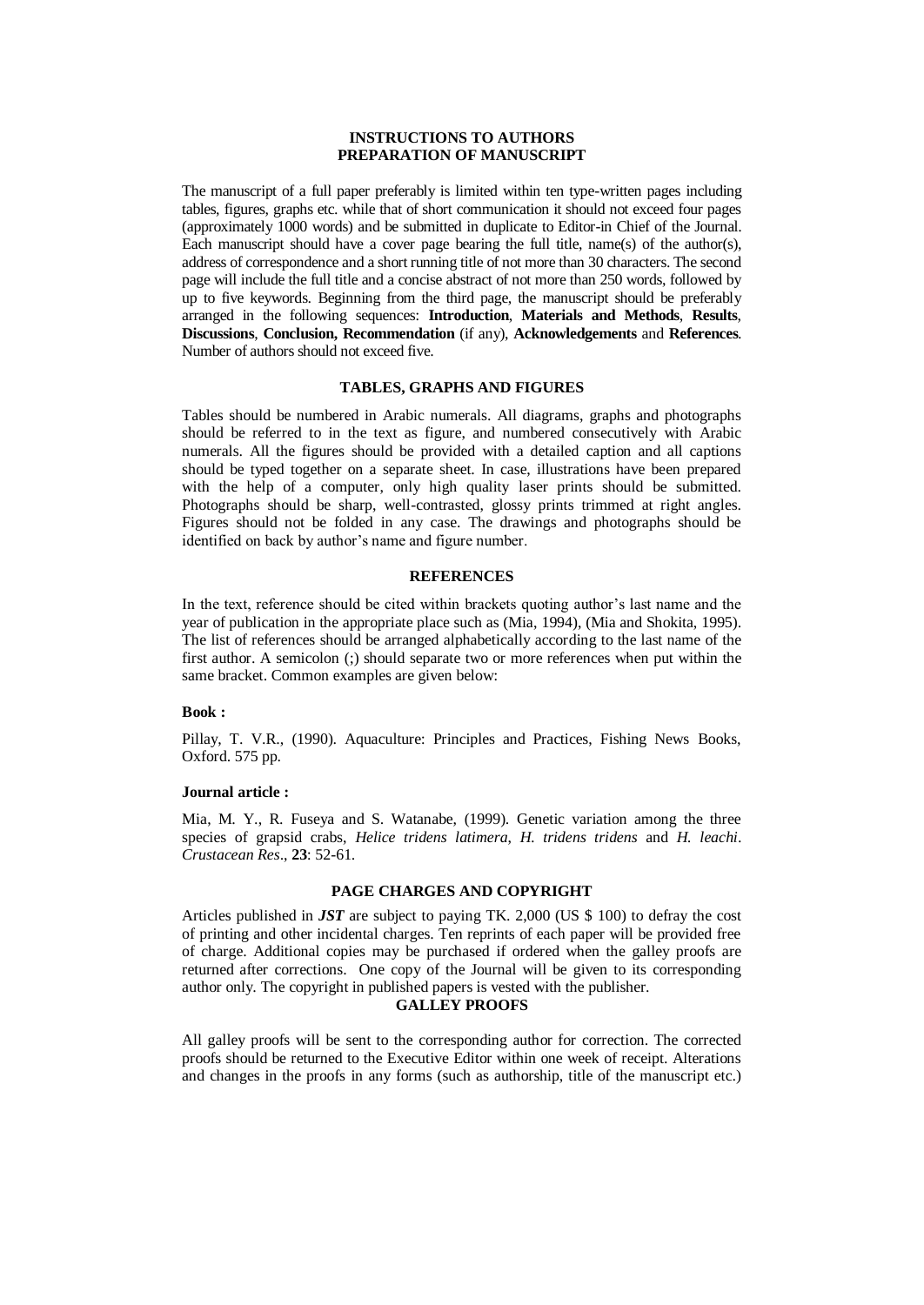## INSTRUCTIONS TO AUTHORS
## PREPARATION OF MANUSCRIPT

The manuscript of a full paper preferably is limited within ten type-written pages including tables, figures, graphs etc. while that of short communication it should not exceed four pages (approximately 1000 words) and be submitted in duplicate to Editor-in Chief of the Journal. Each manuscript should have a cover page bearing the full title, name(s) of the author(s), address of correspondence and a short running title of not more than 30 characters. The second page will include the full title and a concise abstract of not more than 250 words, followed by up to five keywords. Beginning from the third page, the manuscript should be preferably arranged in the following sequences: **Introduction**, **Materials and Methods**, **Results**, **Discussions**, **Conclusion, Recommendation** (if any), **Acknowledgements** and **References**. Number of authors should not exceed five.

## TABLES, GRAPHS AND FIGURES

Tables should be numbered in Arabic numerals. All diagrams, graphs and photographs should be referred to in the text as figure, and numbered consecutively with Arabic numerals. All the figures should be provided with a detailed caption and all captions should be typed together on a separate sheet. In case, illustrations have been prepared with the help of a computer, only high quality laser prints should be submitted. Photographs should be sharp, well-contrasted, glossy prints trimmed at right angles. Figures should not be folded in any case. The drawings and photographs should be identified on back by author's name and figure number.

## REFERENCES

In the text, reference should be cited within brackets quoting author's last name and the year of publication in the appropriate place such as (Mia, 1994), (Mia and Shokita, 1995). The list of references should be arranged alphabetically according to the last name of the first author. A semicolon (;) should separate two or more references when put within the same bracket. Common examples are given below:

**Book :**

Pillay, T. V.R., (1990). Aquaculture: Principles and Practices, Fishing News Books, Oxford. 575 pp.

**Journal article :**

Mia, M. Y., R. Fuseya and S. Watanabe, (1999). Genetic variation among the three species of grapsid crabs, *Helice tridens latimera*, *H. tridens tridens* and *H. leachi*. *Crustacean Res*., **23**: 52-61.

## PAGE CHARGES AND COPYRIGHT

Articles published in ***JST*** are subject to paying TK. 2,000 (US $ 100) to defray the cost of printing and other incidental charges. Ten reprints of each paper will be provided free of charge. Additional copies may be purchased if ordered when the galley proofs are returned after corrections. One copy of the Journal will be given to its corresponding author only. The copyright in published papers is vested with the publisher.

## GALLEY PROOFS

All galley proofs will be sent to the corresponding author for correction. The corrected proofs should be returned to the Executive Editor within one week of receipt. Alterations and changes in the proofs in any forms (such as authorship, title of the manuscript etc.)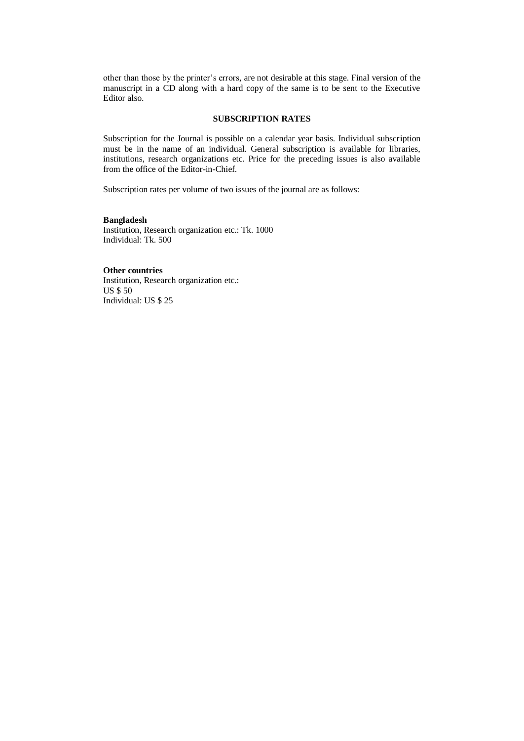other than those by the printer's errors, are not desirable at this stage. Final version of the manuscript in a CD along with a hard copy of the same is to be sent to the Executive Editor also.

## SUBSCRIPTION RATES

Subscription for the Journal is possible on a calendar year basis. Individual subscription must be in the name of an individual. General subscription is available for libraries, institutions, research organizations etc. Price for the preceding issues is also available from the office of the Editor-in-Chief.

Subscription rates per volume of two issues of the journal are as follows:

**Bangladesh**
Institution, Research organization etc.: Tk. 1000
Individual: Tk. 500

**Other countries**
Institution, Research organization etc.:
US $ 50
Individual: US $ 25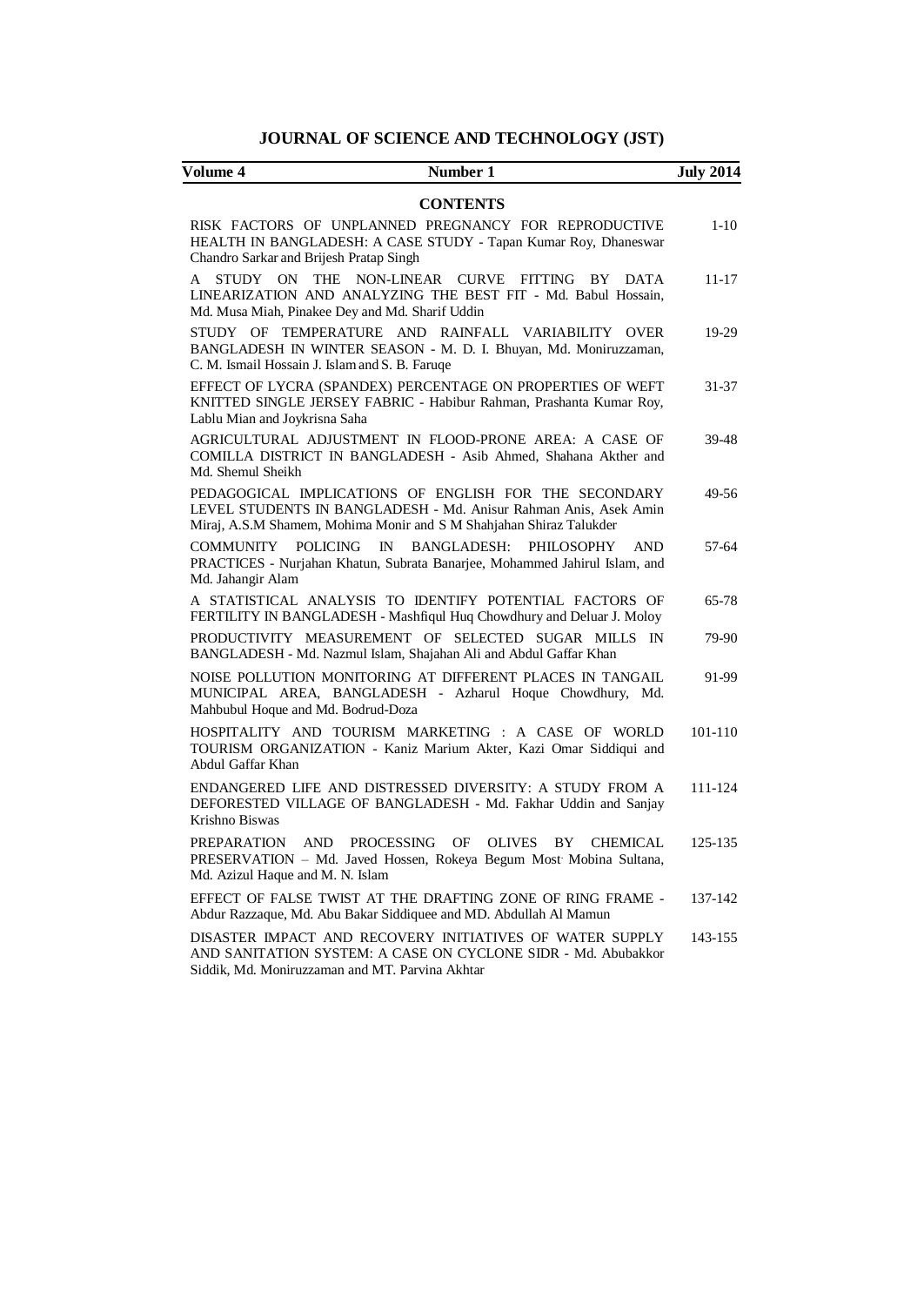# JOURNAL OF SCIENCE AND TECHNOLOGY (JST)

| Volume 4 | Number 1 | July 2014 |
|---|---|---|

## CONTENTS

| | |
|---|---|
| RISK FACTORS OF UNPLANNED PREGNANCY FOR REPRODUCTIVE HEALTH IN BANGLADESH: A CASE STUDY - Tapan Kumar Roy, Dhaneswar Chandro Sarkar and Brijesh Pratap Singh | 1-10 |
| A STUDY ON THE NON-LINEAR CURVE FITTING BY DATA LINEARIZATION AND ANALYZING THE BEST FIT - Md. Babul Hossain, Md. Musa Miah, Pinakee Dey and Md. Sharif Uddin | 11-17 |
| STUDY OF TEMPERATURE AND RAINFALL VARIABILITY OVER BANGLADESH IN WINTER SEASON - M. D. I. Bhuyan, Md. Moniruzzaman, C. M. Ismail Hossain J. Islam and S. B. Faruqe | 19-29 |
| EFFECT OF LYCRA (SPANDEX) PERCENTAGE ON PROPERTIES OF WEFT KNITTED SINGLE JERSEY FABRIC - Habibur Rahman, Prashanta Kumar Roy, Lablu Mian and Joykrisna Saha | 31-37 |
| AGRICULTURAL ADJUSTMENT IN FLOOD-PRONE AREA: A CASE OF COMILLA DISTRICT IN BANGLADESH - Asib Ahmed, Shahana Akther and Md. Shemul Sheikh | 39-48 |
| PEDAGOGICAL IMPLICATIONS OF ENGLISH FOR THE SECONDARY LEVEL STUDENTS IN BANGLADESH - Md. Anisur Rahman Anis, Asek Amin Miraj, A.S.M Shamem, Mohima Monir and S M Shahjahan Shiraz Talukder | 49-56 |
| COMMUNITY POLICING IN BANGLADESH: PHILOSOPHY AND PRACTICES - Nurjahan Khatun, Subrata Banarjee, Mohammed Jahirul Islam, and Md. Jahangir Alam | 57-64 |
| A STATISTICAL ANALYSIS TO IDENTIFY POTENTIAL FACTORS OF FERTILITY IN BANGLADESH - Mashfiqul Huq Chowdhury and Deluar J. Moloy | 65-78 |
| PRODUCTIVITY MEASUREMENT OF SELECTED SUGAR MILLS IN BANGLADESH - Md. Nazmul Islam, Shajahan Ali and Abdul Gaffar Khan | 79-90 |
| NOISE POLLUTION MONITORING AT DIFFERENT PLACES IN TANGAIL MUNICIPAL AREA, BANGLADESH - Azharul Hoque Chowdhury, Md. Mahbubul Hoque and Md. Bodrud-Doza | 91-99 |
| HOSPITALITY AND TOURISM MARKETING : A CASE OF WORLD TOURISM ORGANIZATION - Kaniz Marium Akter, Kazi Omar Siddiqui and Abdul Gaffar Khan | 101-110 |
| ENDANGERED LIFE AND DISTRESSED DIVERSITY: A STUDY FROM A DEFORESTED VILLAGE OF BANGLADESH - Md. Fakhar Uddin and Sanjay Krishno Biswas | 111-124 |
| PREPARATION AND PROCESSING OF OLIVES BY CHEMICAL PRESERVATION – Md. Javed Hossen, Rokeya Begum Most. Mobina Sultana, Md. Azizul Haque and M. N. Islam | 125-135 |
| EFFECT OF FALSE TWIST AT THE DRAFTING ZONE OF RING FRAME - Abdur Razzaque, Md. Abu Bakar Siddiquee and MD. Abdullah Al Mamun | 137-142 |
| DISASTER IMPACT AND RECOVERY INITIATIVES OF WATER SUPPLY AND SANITATION SYSTEM: A CASE ON CYCLONE SIDR - Md. Abubakkor Siddik, Md. Moniruzzaman and MT. Parvina Akhtar | 143-155 |